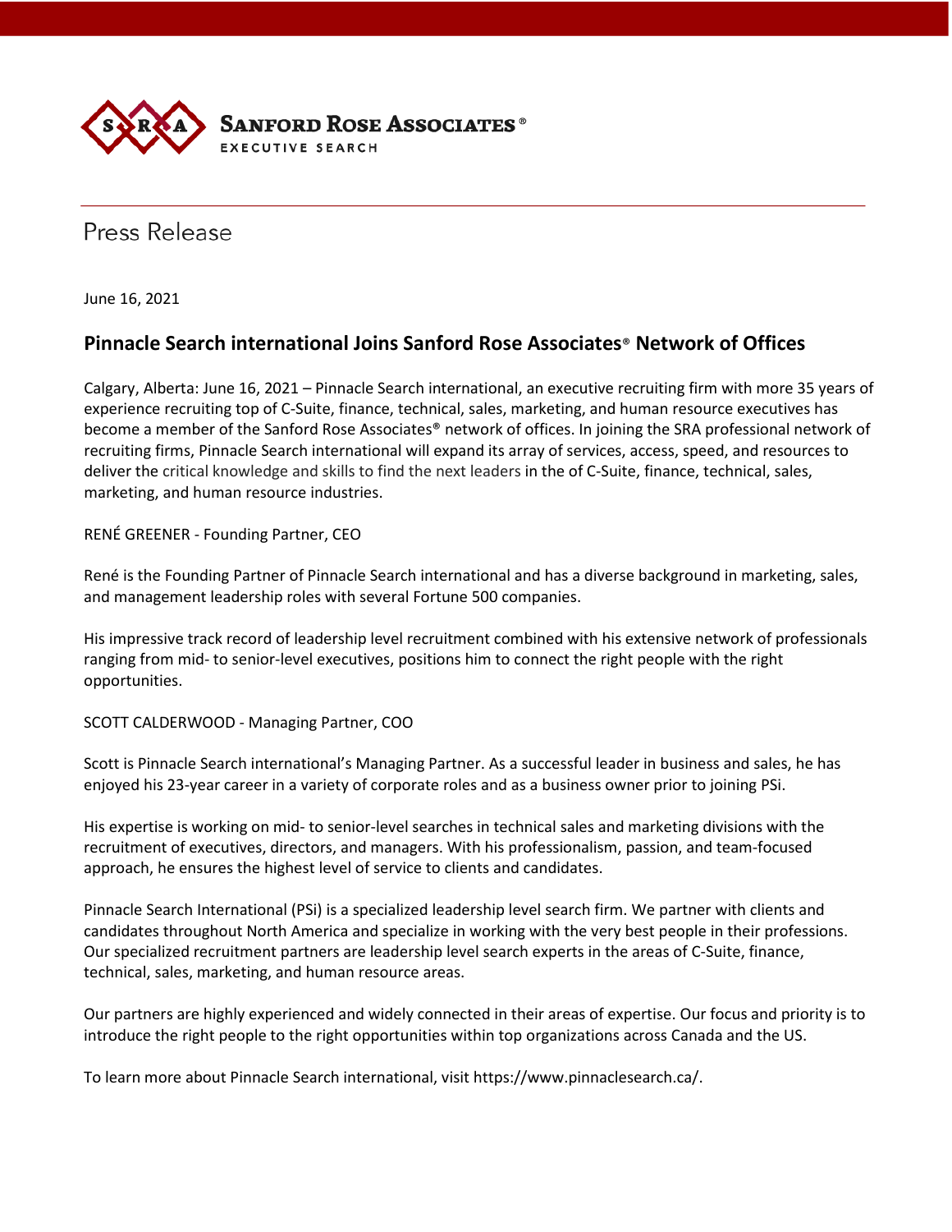**SANFORD ROSE ASSOCIATES®**
EXECUTIVE SEARCH

Press Release

June 16, 2021

## Pinnacle Search international Joins Sanford Rose Associates® Network of Offices

Calgary, Alberta: June 16, 2021 – Pinnacle Search international, an executive recruiting firm with more 35 years of experience recruiting top of C-Suite, finance, technical, sales, marketing, and human resource executives has become a member of the Sanford Rose Associates® network of offices. In joining the SRA professional network of recruiting firms, Pinnacle Search international will expand its array of services, access, speed, and resources to deliver the critical knowledge and skills to find the next leaders in the of C-Suite, finance, technical, sales, marketing, and human resource industries.

RENÉ GREENER - Founding Partner, CEO

René is the Founding Partner of Pinnacle Search international and has a diverse background in marketing, sales, and management leadership roles with several Fortune 500 companies.

His impressive track record of leadership level recruitment combined with his extensive network of professionals ranging from mid- to senior-level executives, positions him to connect the right people with the right opportunities.

SCOTT CALDERWOOD - Managing Partner, COO

Scott is Pinnacle Search international's Managing Partner. As a successful leader in business and sales, he has enjoyed his 23-year career in a variety of corporate roles and as a business owner prior to joining PSi.

His expertise is working on mid- to senior-level searches in technical sales and marketing divisions with the recruitment of executives, directors, and managers. With his professionalism, passion, and team-focused approach, he ensures the highest level of service to clients and candidates.

Pinnacle Search International (PSi) is a specialized leadership level search firm. We partner with clients and candidates throughout North America and specialize in working with the very best people in their professions. Our specialized recruitment partners are leadership level search experts in the areas of C-Suite, finance, technical, sales, marketing, and human resource areas.

Our partners are highly experienced and widely connected in their areas of expertise. Our focus and priority is to introduce the right people to the right opportunities within top organizations across Canada and the US.

To learn more about Pinnacle Search international, visit https://www.pinnaclesearch.ca/.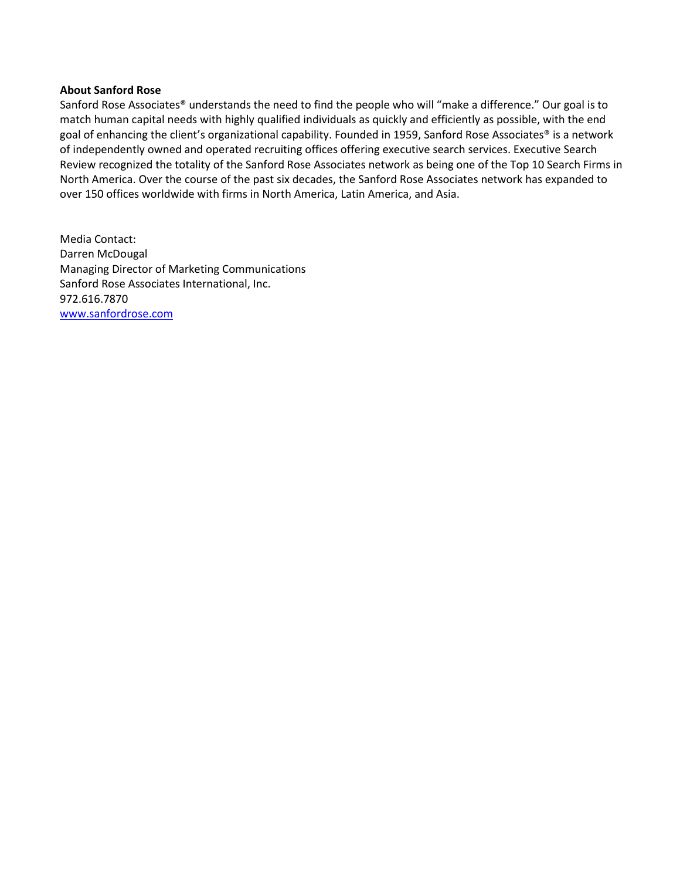**About Sanford Rose**

Sanford Rose Associates® understands the need to find the people who will "make a difference." Our goal is to match human capital needs with highly qualified individuals as quickly and efficiently as possible, with the end goal of enhancing the client's organizational capability. Founded in 1959, Sanford Rose Associates® is a network of independently owned and operated recruiting offices offering executive search services. Executive Search Review recognized the totality of the Sanford Rose Associates network as being one of the Top 10 Search Firms in North America. Over the course of the past six decades, the Sanford Rose Associates network has expanded to over 150 offices worldwide with firms in North America, Latin America, and Asia.

Media Contact:
Darren McDougal
Managing Director of Marketing Communications
Sanford Rose Associates International, Inc.
972.616.7870
[www.sanfordrose.com](http://www.sanfordrose.com)